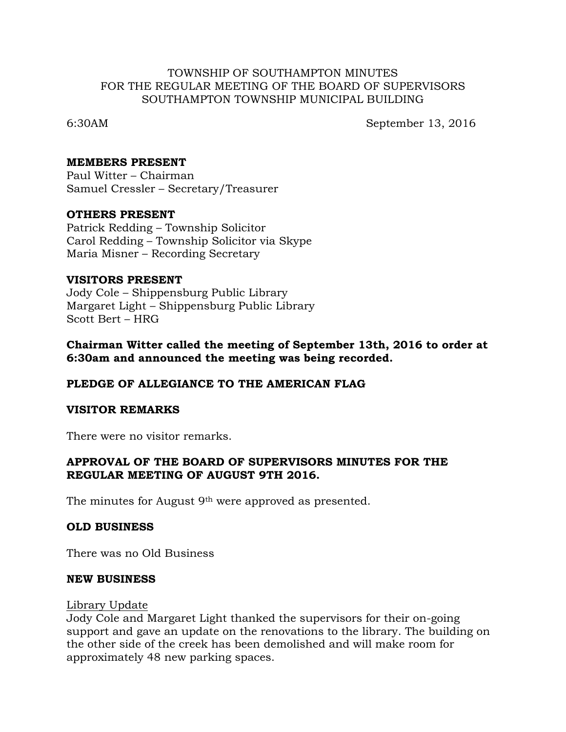TOWNSHIP OF SOUTHAMPTON MINUTES
FOR THE REGULAR MEETING OF THE BOARD OF SUPERVISORS
SOUTHAMPTON TOWNSHIP MUNICIPAL BUILDING

6:30AM September 13, 2016

**MEMBERS PRESENT**
Paul Witter – Chairman
Samuel Cressler – Secretary/Treasurer

**OTHERS PRESENT**
Patrick Redding – Township Solicitor
Carol Redding – Township Solicitor via Skype
Maria Misner – Recording Secretary

**VISITORS PRESENT**
Jody Cole – Shippensburg Public Library
Margaret Light – Shippensburg Public Library
Scott Bert – HRG

**Chairman Witter called the meeting of September 13th, 2016 to order at 6:30am and announced the meeting was being recorded.**

**PLEDGE OF ALLEGIANCE TO THE AMERICAN FLAG**

**VISITOR REMARKS**

There were no visitor remarks.

**APPROVAL OF THE BOARD OF SUPERVISORS MINUTES FOR THE REGULAR MEETING OF AUGUST 9TH 2016.**

The minutes for August 9th were approved as presented.

**OLD BUSINESS**

There was no Old Business

**NEW BUSINESS**

Library Update
Jody Cole and Margaret Light thanked the supervisors for their on-going support and gave an update on the renovations to the library. The building on the other side of the creek has been demolished and will make room for approximately 48 new parking spaces.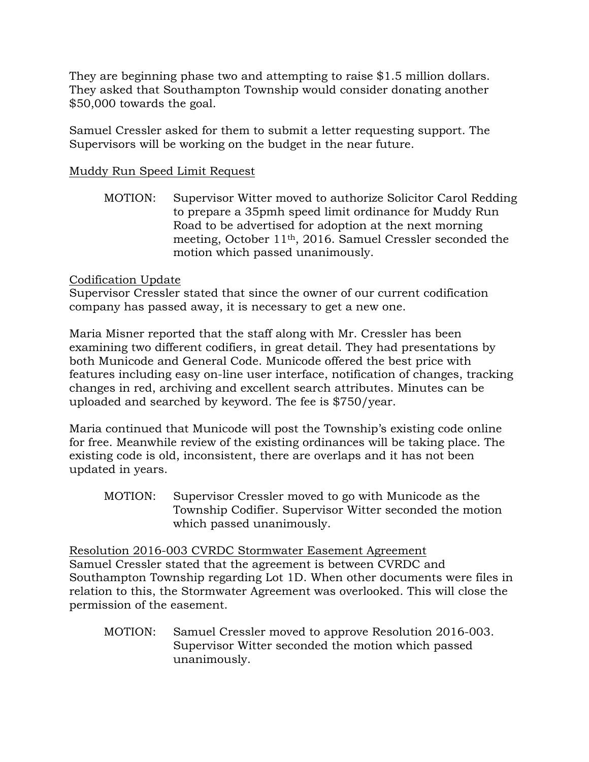They are beginning phase two and attempting to raise $1.5 million dollars. They asked that Southampton Township would consider donating another $50,000 towards the goal.

Samuel Cressler asked for them to submit a letter requesting support. The Supervisors will be working on the budget in the near future.

<u>Muddy Run Speed Limit Request</u>

> MOTION: Supervisor Witter moved to authorize Solicitor Carol Redding to prepare a 35pmh speed limit ordinance for Muddy Run Road to be advertised for adoption at the next morning meeting, October 11th, 2016. Samuel Cressler seconded the motion which passed unanimously.

<u>Codification Update</u>
Supervisor Cressler stated that since the owner of our current codification company has passed away, it is necessary to get a new one.

Maria Misner reported that the staff along with Mr. Cressler has been examining two different codifiers, in great detail. They had presentations by both Municode and General Code. Municode offered the best price with features including easy on-line user interface, notification of changes, tracking changes in red, archiving and excellent search attributes. Minutes can be uploaded and searched by keyword. The fee is $750/year.

Maria continued that Municode will post the Township's existing code online for free. Meanwhile review of the existing ordinances will be taking place. The existing code is old, inconsistent, there are overlaps and it has not been updated in years.

> MOTION: Supervisor Cressler moved to go with Municode as the Township Codifier. Supervisor Witter seconded the motion which passed unanimously.

<u>Resolution 2016-003 CVRDC Stormwater Easement Agreement</u>
Samuel Cressler stated that the agreement is between CVRDC and Southampton Township regarding Lot 1D. When other documents were files in relation to this, the Stormwater Agreement was overlooked. This will close the permission of the easement.

> MOTION: Samuel Cressler moved to approve Resolution 2016-003. Supervisor Witter seconded the motion which passed unanimously.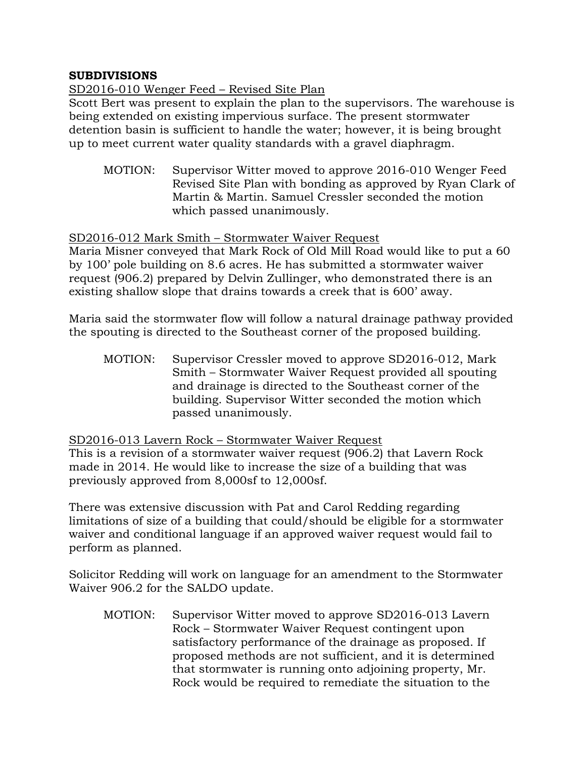**SUBDIVISIONS**

SD2016-010 Wenger Feed – Revised Site Plan

Scott Bert was present to explain the plan to the supervisors. The warehouse is being extended on existing impervious surface. The present stormwater detention basin is sufficient to handle the water; however, it is being brought up to meet current water quality standards with a gravel diaphragm.

MOTION: Supervisor Witter moved to approve 2016-010 Wenger Feed Revised Site Plan with bonding as approved by Ryan Clark of Martin & Martin. Samuel Cressler seconded the motion which passed unanimously.

SD2016-012 Mark Smith – Stormwater Waiver Request

Maria Misner conveyed that Mark Rock of Old Mill Road would like to put a 60 by 100' pole building on 8.6 acres. He has submitted a stormwater waiver request (906.2) prepared by Delvin Zullinger, who demonstrated there is an existing shallow slope that drains towards a creek that is 600' away.

Maria said the stormwater flow will follow a natural drainage pathway provided the spouting is directed to the Southeast corner of the proposed building.

MOTION: Supervisor Cressler moved to approve SD2016-012, Mark Smith – Stormwater Waiver Request provided all spouting and drainage is directed to the Southeast corner of the building. Supervisor Witter seconded the motion which passed unanimously.

SD2016-013 Lavern Rock – Stormwater Waiver Request

This is a revision of a stormwater waiver request (906.2) that Lavern Rock made in 2014. He would like to increase the size of a building that was previously approved from 8,000sf to 12,000sf.

There was extensive discussion with Pat and Carol Redding regarding limitations of size of a building that could/should be eligible for a stormwater waiver and conditional language if an approved waiver request would fail to perform as planned.

Solicitor Redding will work on language for an amendment to the Stormwater Waiver 906.2 for the SALDO update.

MOTION: Supervisor Witter moved to approve SD2016-013 Lavern Rock – Stormwater Waiver Request contingent upon satisfactory performance of the drainage as proposed. If proposed methods are not sufficient, and it is determined that stormwater is running onto adjoining property, Mr. Rock would be required to remediate the situation to the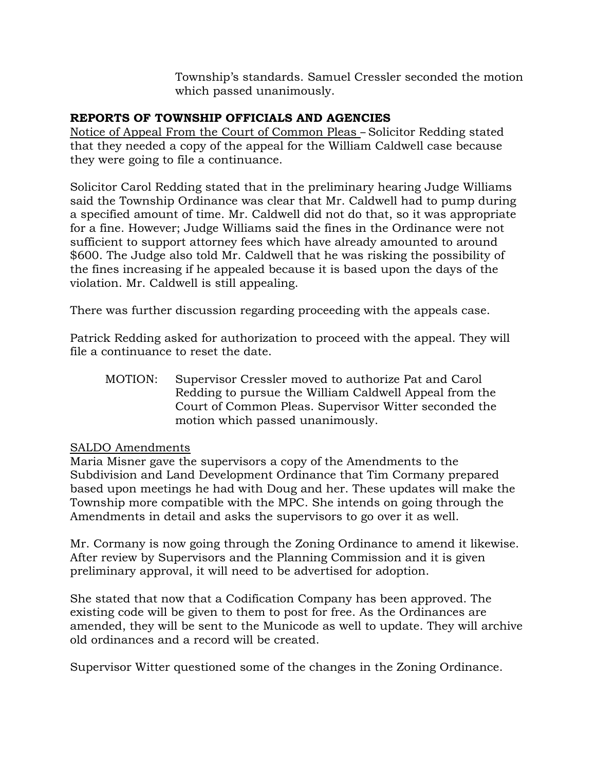Township's standards. Samuel Cressler seconded the motion which passed unanimously.

**REPORTS OF TOWNSHIP OFFICIALS AND AGENCIES**

Notice of Appeal From the Court of Common Pleas – Solicitor Redding stated that they needed a copy of the appeal for the William Caldwell case because they were going to file a continuance.

Solicitor Carol Redding stated that in the preliminary hearing Judge Williams said the Township Ordinance was clear that Mr. Caldwell had to pump during a specified amount of time. Mr. Caldwell did not do that, so it was appropriate for a fine. However; Judge Williams said the fines in the Ordinance were not sufficient to support attorney fees which have already amounted to around $600. The Judge also told Mr. Caldwell that he was risking the possibility of the fines increasing if he appealed because it is based upon the days of the violation. Mr. Caldwell is still appealing.

There was further discussion regarding proceeding with the appeals case.

Patrick Redding asked for authorization to proceed with the appeal. They will file a continuance to reset the date.

MOTION: Supervisor Cressler moved to authorize Pat and Carol Redding to pursue the William Caldwell Appeal from the Court of Common Pleas. Supervisor Witter seconded the motion which passed unanimously.

SALDO Amendments

Maria Misner gave the supervisors a copy of the Amendments to the Subdivision and Land Development Ordinance that Tim Cormany prepared based upon meetings he had with Doug and her. These updates will make the Township more compatible with the MPC. She intends on going through the Amendments in detail and asks the supervisors to go over it as well.

Mr. Cormany is now going through the Zoning Ordinance to amend it likewise. After review by Supervisors and the Planning Commission and it is given preliminary approval, it will need to be advertised for adoption.

She stated that now that a Codification Company has been approved. The existing code will be given to them to post for free. As the Ordinances are amended, they will be sent to the Municode as well to update. They will archive old ordinances and a record will be created.

Supervisor Witter questioned some of the changes in the Zoning Ordinance.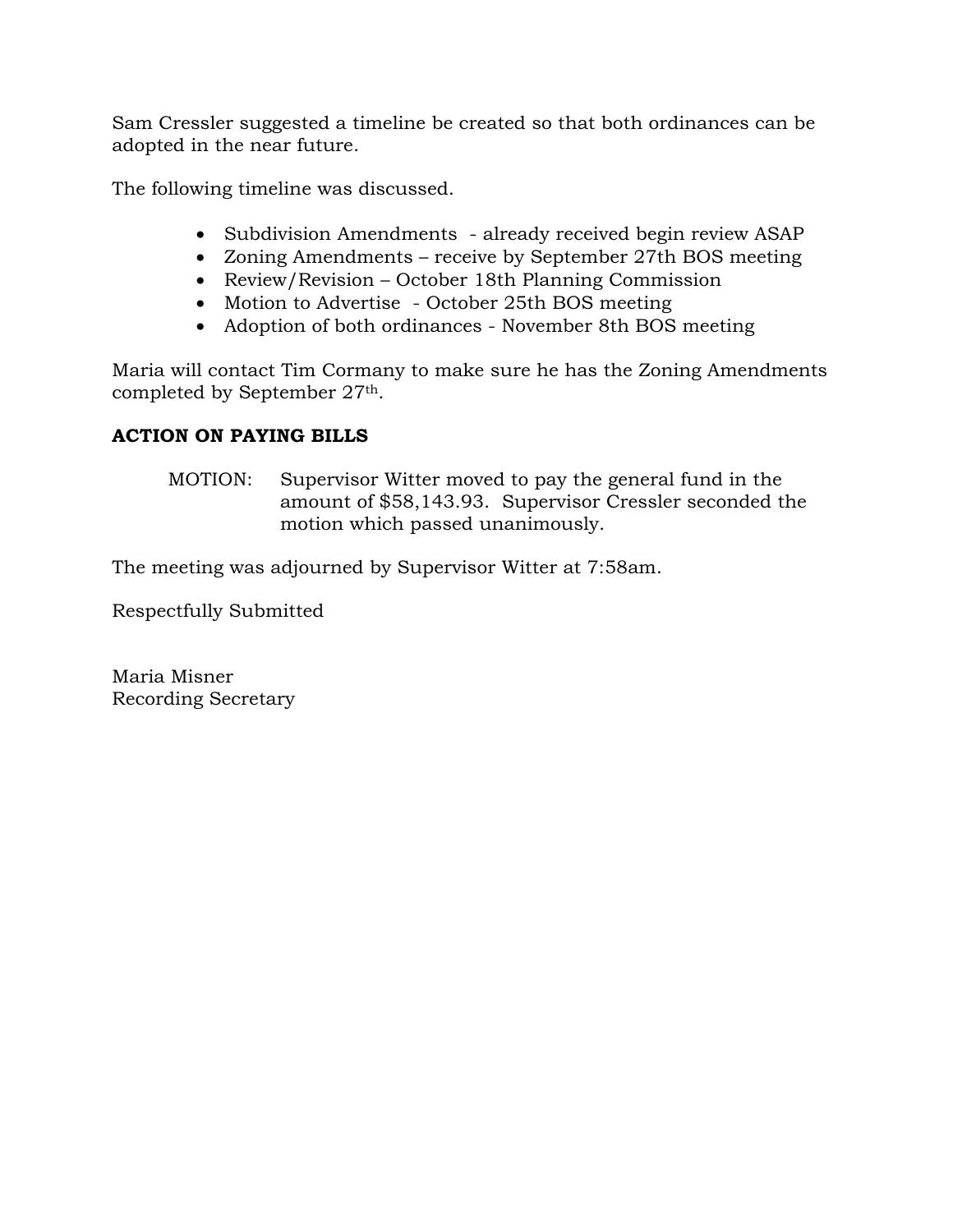Sam Cressler suggested a timeline be created so that both ordinances can be adopted in the near future.

The following timeline was discussed.

- Subdivision Amendments - already received begin review ASAP
- Zoning Amendments – receive by September 27th BOS meeting
- Review/Revision – October 18th Planning Commission
- Motion to Advertise - October 25th BOS meeting
- Adoption of both ordinances - November 8th BOS meeting

Maria will contact Tim Cormany to make sure he has the Zoning Amendments completed by September 27th.

**ACTION ON PAYING BILLS**

MOTION: Supervisor Witter moved to pay the general fund in the amount of $58,143.93. Supervisor Cressler seconded the motion which passed unanimously.

The meeting was adjourned by Supervisor Witter at 7:58am.

Respectfully Submitted

Maria Misner
Recording Secretary